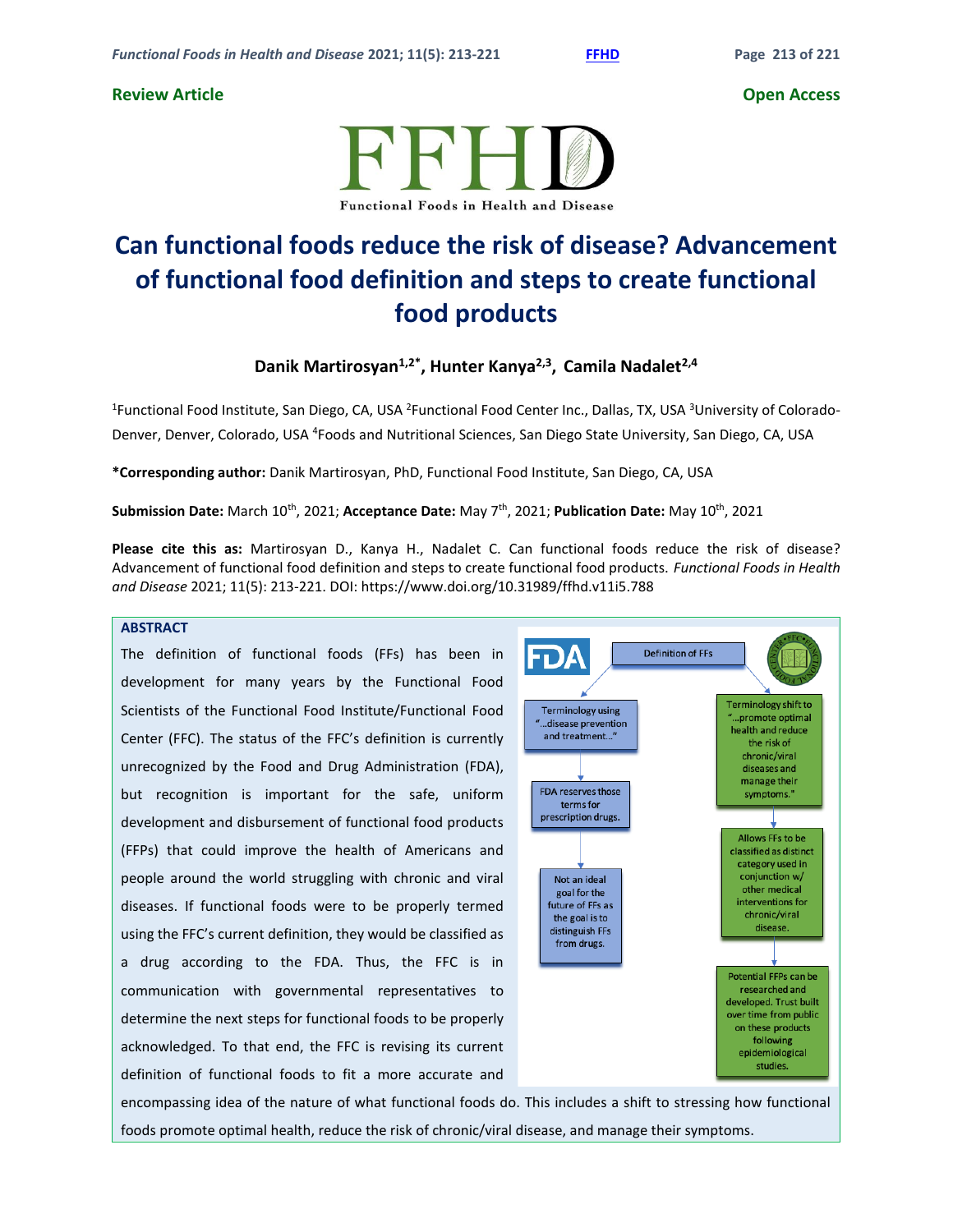**Review Article** **Open Access**

# Can functional foods reduce the risk of disease? Advancement of functional food definition and steps to create functional food products

**Danik Martirosyan[1,2*], Hunter Kanya[2,3], Camila Nadalet[2,4]**

[1]Functional Food Institute, San Diego, CA, USA [2]Functional Food Center Inc., Dallas, TX, USA [3]University of Colorado-Denver, Denver, Colorado, USA [4]Foods and Nutritional Sciences, San Diego State University, San Diego, CA, USA

***Corresponding author:** Danik Martirosyan, PhD, Functional Food Institute, San Diego, CA, USA

**Submission Date:** March 10th, 2021; **Acceptance Date:** May 7th, 2021; **Publication Date:** May 10th, 2021

**Please cite this as:** Martirosyan D., Kanya H., Nadalet C. Can functional foods reduce the risk of disease? Advancement of functional food definition and steps to create functional food products. *Functional Foods in Health and Disease* 2021; 11(5): 213-221. DOI: https://www.doi.org/10.31989/ffhd.v11i5.788

## ABSTRACT

The definition of functional foods (FFs) has been in development for many years by the Functional Food Scientists of the Functional Food Institute/Functional Food Center (FFC). The status of the FFC's definition is currently unrecognized by the Food and Drug Administration (FDA), but recognition is important for the safe, uniform development and disbursement of functional food products (FFPs) that could improve the health of Americans and people around the world struggling with chronic and viral diseases. If functional foods were to be properly termed using the FFC's current definition, they would be classified as a drug according to the FDA. Thus, the FFC is in communication with governmental representatives to determine the next steps for functional foods to be properly acknowledged. To that end, the FFC is revising its current definition of functional foods to fit a more accurate and encompassing idea of the nature of what functional foods do. This includes a shift to stressing how functional foods promote optimal health, reduce the risk of chronic/viral disease, and manage their symptoms.

FDA — Definition of FFs — FFC

- Terminology using "...disease prevention and treatment..." → FDA reserves those terms for prescription drugs. → Not an ideal goal for the future of FFs as the goal is to distinguish FFs from drugs.
- Terminology shift to "...promote optimal health and reduce the risk of chronic/viral diseases and manage their symptoms." → Allows FFs to be classified as distinct category used in conjunction w/ other medical interventions for chronic/viral disease. → Potential FFPs can be researched and developed. Trust built over time from public on these products following epidemiological studies.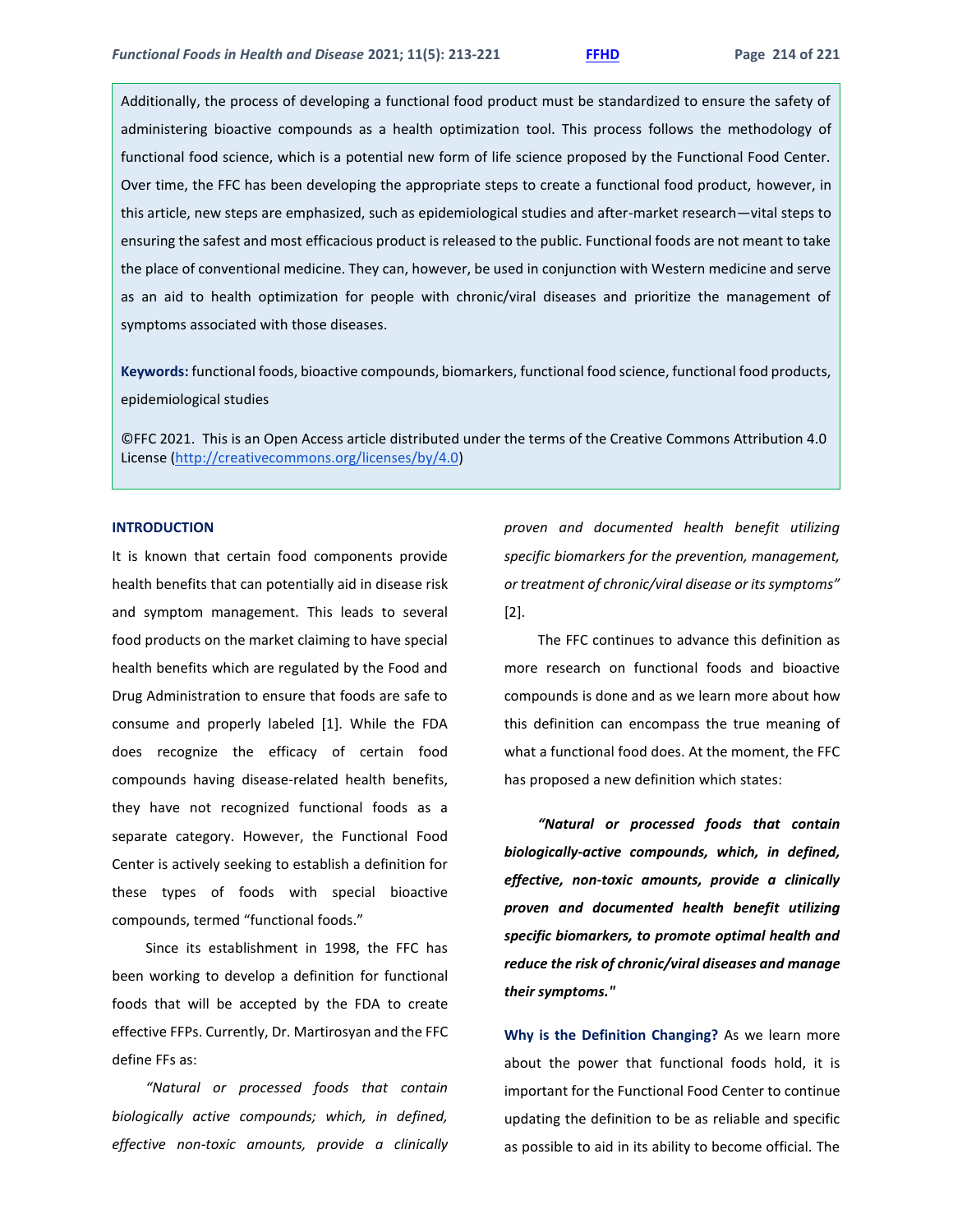Additionally, the process of developing a functional food product must be standardized to ensure the safety of administering bioactive compounds as a health optimization tool. This process follows the methodology of functional food science, which is a potential new form of life science proposed by the Functional Food Center. Over time, the FFC has been developing the appropriate steps to create a functional food product, however, in this article, new steps are emphasized, such as epidemiological studies and after-market research—vital steps to ensuring the safest and most efficacious product is released to the public. Functional foods are not meant to take the place of conventional medicine. They can, however, be used in conjunction with Western medicine and serve as an aid to health optimization for people with chronic/viral diseases and prioritize the management of symptoms associated with those diseases.

**Keywords:** functional foods, bioactive compounds, biomarkers, functional food science, functional food products, epidemiological studies

©FFC 2021. This is an Open Access article distributed under the terms of the Creative Commons Attribution 4.0 License (http://creativecommons.org/licenses/by/4.0)

## INTRODUCTION

It is known that certain food components provide health benefits that can potentially aid in disease risk and symptom management. This leads to several food products on the market claiming to have special health benefits which are regulated by the Food and Drug Administration to ensure that foods are safe to consume and properly labeled [1]. While the FDA does recognize the efficacy of certain food compounds having disease-related health benefits, they have not recognized functional foods as a separate category. However, the Functional Food Center is actively seeking to establish a definition for these types of foods with special bioactive compounds, termed "functional foods."

Since its establishment in 1998, the FFC has been working to develop a definition for functional foods that will be accepted by the FDA to create effective FFPs. Currently, Dr. Martirosyan and the FFC define FFs as:

*"Natural or processed foods that contain biologically active compounds; which, in defined, effective non-toxic amounts, provide a clinically proven and documented health benefit utilizing specific biomarkers for the prevention, management, or treatment of chronic/viral disease or its symptoms"* [2].

The FFC continues to advance this definition as more research on functional foods and bioactive compounds is done and as we learn more about how this definition can encompass the true meaning of what a functional food does. At the moment, the FFC has proposed a new definition which states:

***"Natural or processed foods that contain biologically-active compounds, which, in defined, effective, non-toxic amounts, provide a clinically proven and documented health benefit utilizing specific biomarkers, to promote optimal health and reduce the risk of chronic/viral diseases and manage their symptoms."***

**Why is the Definition Changing?** As we learn more about the power that functional foods hold, it is important for the Functional Food Center to continue updating the definition to be as reliable and specific as possible to aid in its ability to become official. The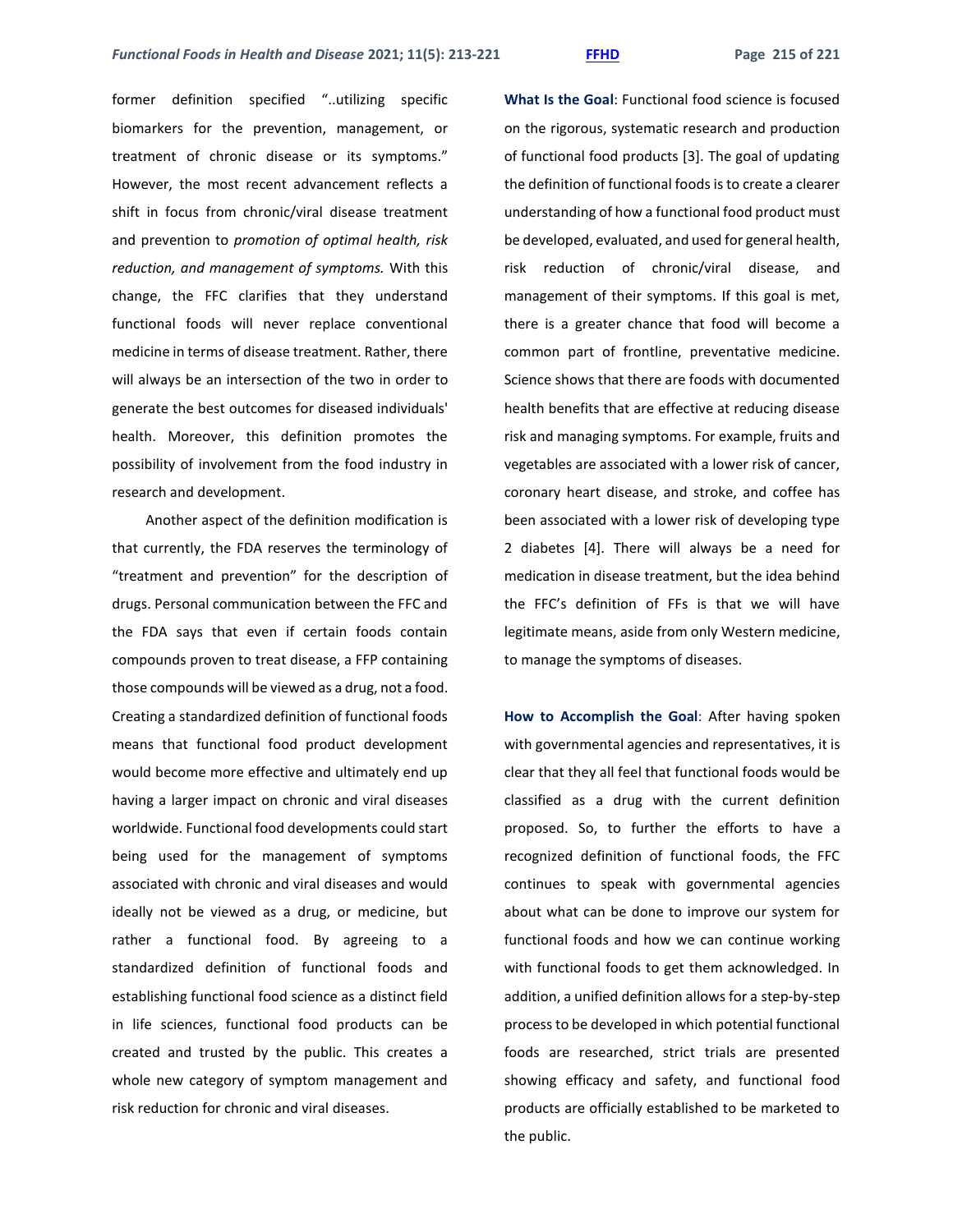former definition specified "..utilizing specific biomarkers for the prevention, management, or treatment of chronic disease or its symptoms." However, the most recent advancement reflects a shift in focus from chronic/viral disease treatment and prevention to *promotion of optimal health, risk reduction, and management of symptoms.* With this change, the FFC clarifies that they understand functional foods will never replace conventional medicine in terms of disease treatment. Rather, there will always be an intersection of the two in order to generate the best outcomes for diseased individuals' health. Moreover, this definition promotes the possibility of involvement from the food industry in research and development.

Another aspect of the definition modification is that currently, the FDA reserves the terminology of "treatment and prevention" for the description of drugs. Personal communication between the FFC and the FDA says that even if certain foods contain compounds proven to treat disease, a FFP containing those compounds will be viewed as a drug, not a food. Creating a standardized definition of functional foods means that functional food product development would become more effective and ultimately end up having a larger impact on chronic and viral diseases worldwide. Functional food developments could start being used for the management of symptoms associated with chronic and viral diseases and would ideally not be viewed as a drug, or medicine, but rather a functional food. By agreeing to a standardized definition of functional foods and establishing functional food science as a distinct field in life sciences, functional food products can be created and trusted by the public. This creates a whole new category of symptom management and risk reduction for chronic and viral diseases.

**What Is the Goal**: Functional food science is focused on the rigorous, systematic research and production of functional food products [3]. The goal of updating the definition of functional foods is to create a clearer understanding of how a functional food product must be developed, evaluated, and used for general health, risk reduction of chronic/viral disease, and management of their symptoms. If this goal is met, there is a greater chance that food will become a common part of frontline, preventative medicine. Science shows that there are foods with documented health benefits that are effective at reducing disease risk and managing symptoms. For example, fruits and vegetables are associated with a lower risk of cancer, coronary heart disease, and stroke, and coffee has been associated with a lower risk of developing type 2 diabetes [4]. There will always be a need for medication in disease treatment, but the idea behind the FFC's definition of FFs is that we will have legitimate means, aside from only Western medicine, to manage the symptoms of diseases.

**How to Accomplish the Goal**: After having spoken with governmental agencies and representatives, it is clear that they all feel that functional foods would be classified as a drug with the current definition proposed. So, to further the efforts to have a recognized definition of functional foods, the FFC continues to speak with governmental agencies about what can be done to improve our system for functional foods and how we can continue working with functional foods to get them acknowledged. In addition, a unified definition allows for a step-by-step process to be developed in which potential functional foods are researched, strict trials are presented showing efficacy and safety, and functional food products are officially established to be marketed to the public.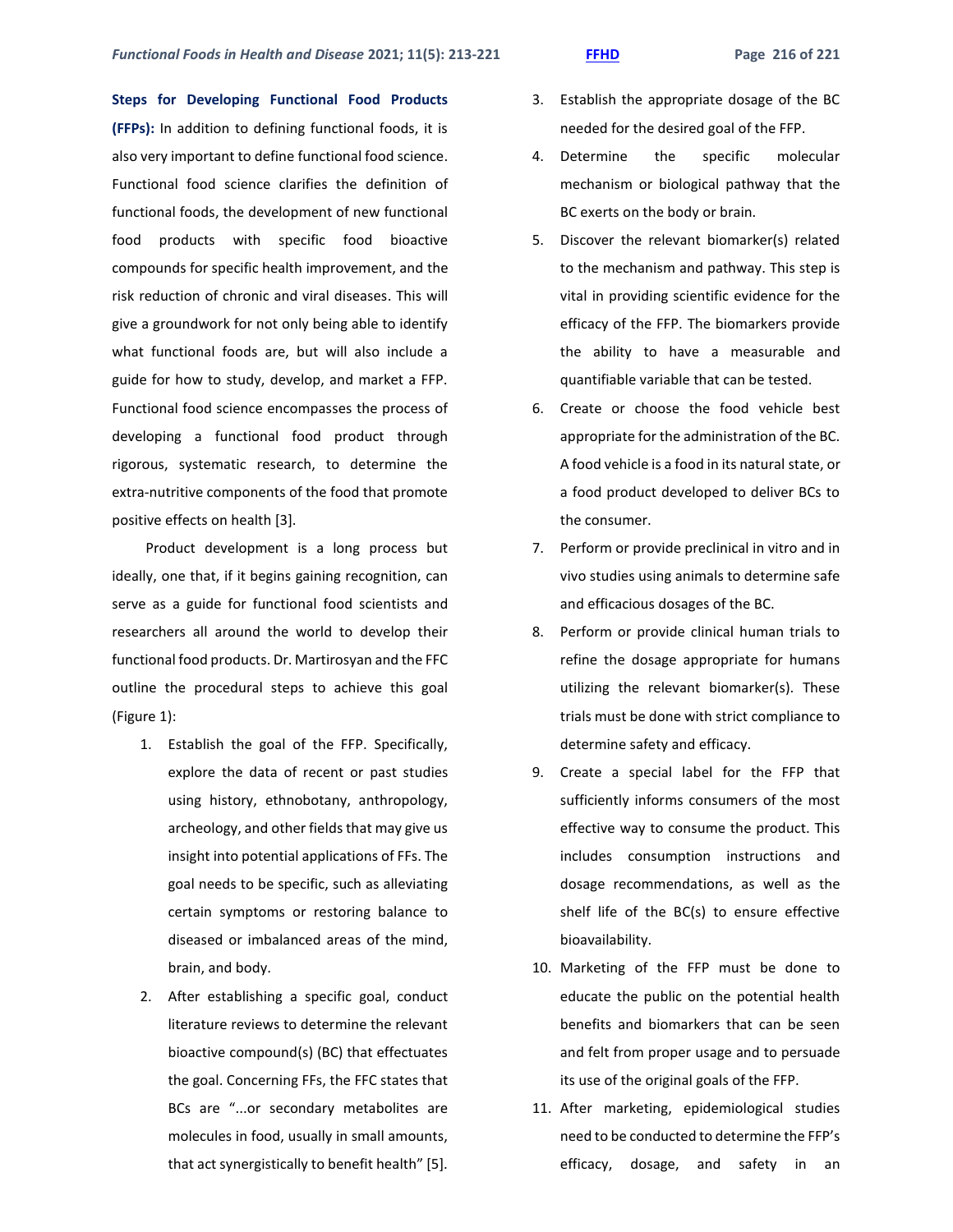**Steps for Developing Functional Food Products (FFPs):** In addition to defining functional foods, it is also very important to define functional food science. Functional food science clarifies the definition of functional foods, the development of new functional food products with specific food bioactive compounds for specific health improvement, and the risk reduction of chronic and viral diseases. This will give a groundwork for not only being able to identify what functional foods are, but will also include a guide for how to study, develop, and market a FFP. Functional food science encompasses the process of developing a functional food product through rigorous, systematic research, to determine the extra-nutritive components of the food that promote positive effects on health [3].

Product development is a long process but ideally, one that, if it begins gaining recognition, can serve as a guide for functional food scientists and researchers all around the world to develop their functional food products. Dr. Martirosyan and the FFC outline the procedural steps to achieve this goal (Figure 1):

1. Establish the goal of the FFP. Specifically, explore the data of recent or past studies using history, ethnobotany, anthropology, archeology, and other fields that may give us insight into potential applications of FFs. The goal needs to be specific, such as alleviating certain symptoms or restoring balance to diseased or imbalanced areas of the mind, brain, and body.
2. After establishing a specific goal, conduct literature reviews to determine the relevant bioactive compound(s) (BC) that effectuates the goal. Concerning FFs, the FFC states that BCs are "...or secondary metabolites are molecules in food, usually in small amounts, that act synergistically to benefit health" [5].
3. Establish the appropriate dosage of the BC needed for the desired goal of the FFP.
4. Determine the specific molecular mechanism or biological pathway that the BC exerts on the body or brain.
5. Discover the relevant biomarker(s) related to the mechanism and pathway. This step is vital in providing scientific evidence for the efficacy of the FFP. The biomarkers provide the ability to have a measurable and quantifiable variable that can be tested.
6. Create or choose the food vehicle best appropriate for the administration of the BC. A food vehicle is a food in its natural state, or a food product developed to deliver BCs to the consumer.
7. Perform or provide preclinical in vitro and in vivo studies using animals to determine safe and efficacious dosages of the BC.
8. Perform or provide clinical human trials to refine the dosage appropriate for humans utilizing the relevant biomarker(s). These trials must be done with strict compliance to determine safety and efficacy.
9. Create a special label for the FFP that sufficiently informs consumers of the most effective way to consume the product. This includes consumption instructions and dosage recommendations, as well as the shelf life of the BC(s) to ensure effective bioavailability.
10. Marketing of the FFP must be done to educate the public on the potential health benefits and biomarkers that can be seen and felt from proper usage and to persuade its use of the original goals of the FFP.
11. After marketing, epidemiological studies need to be conducted to determine the FFP's efficacy, dosage, and safety in an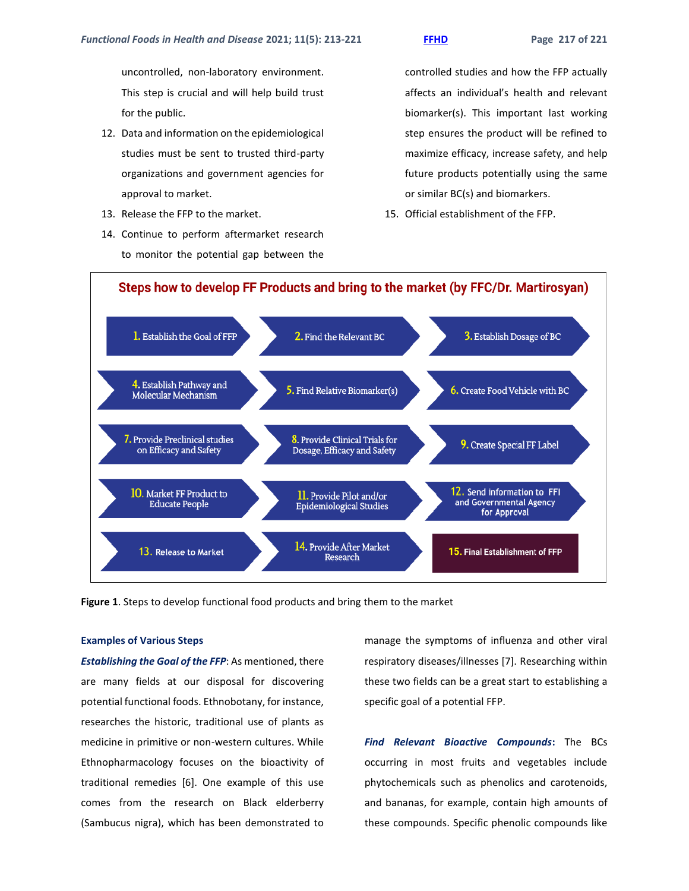uncontrolled, non-laboratory environment. This step is crucial and will help build trust for the public.

12. Data and information on the epidemiological studies must be sent to trusted third-party organizations and government agencies for approval to market.
13. Release the FFP to the market.
14. Continue to perform aftermarket research to monitor the potential gap between the controlled studies and how the FFP actually affects an individual's health and relevant biomarker(s). This important last working step ensures the product will be refined to maximize efficacy, increase safety, and help future products potentially using the same or similar BC(s) and biomarkers.
15. Official establishment of the FFP.

**Steps how to develop FF Products and bring to the market (by FFC/Dr. Martirosyan)**

1. Establish the Goal of FFP
2. Find the Relevant BC
3. Establish Dosage of BC
4. Establish Pathway and Molecular Mechanism
5. Find Relative Biomarker(s)
6. Create Food Vehicle with BC
7. Provide Preclinical studies on Efficacy and Safety
8. Provide Clinical Trials for Dosage, Efficacy and Safety
9. Create Special FF Label
10. Market FF Product to Educate People
11. Provide Pilot and/or Epidemiological Studies
12. Send information to FFI and Governmental Agency for Approval
13. Release to Market
14. Provide After Market Research
15. Final Establishment of FFP

**Figure 1**. Steps to develop functional food products and bring them to the market

### Examples of Various Steps

***Establishing the Goal of the FFP***: As mentioned, there are many fields at our disposal for discovering potential functional foods. Ethnobotany, for instance, researches the historic, traditional use of plants as medicine in primitive or non-western cultures. While Ethnopharmacology focuses on the bioactivity of traditional remedies [6]. One example of this use comes from the research on Black elderberry (Sambucus nigra), which has been demonstrated to manage the symptoms of influenza and other viral respiratory diseases/illnesses [7]. Researching within these two fields can be a great start to establishing a specific goal of a potential FFP.

***Find Relevant Bioactive Compounds***: The BCs occurring in most fruits and vegetables include phytochemicals such as phenolics and carotenoids, and bananas, for example, contain high amounts of these compounds. Specific phenolic compounds like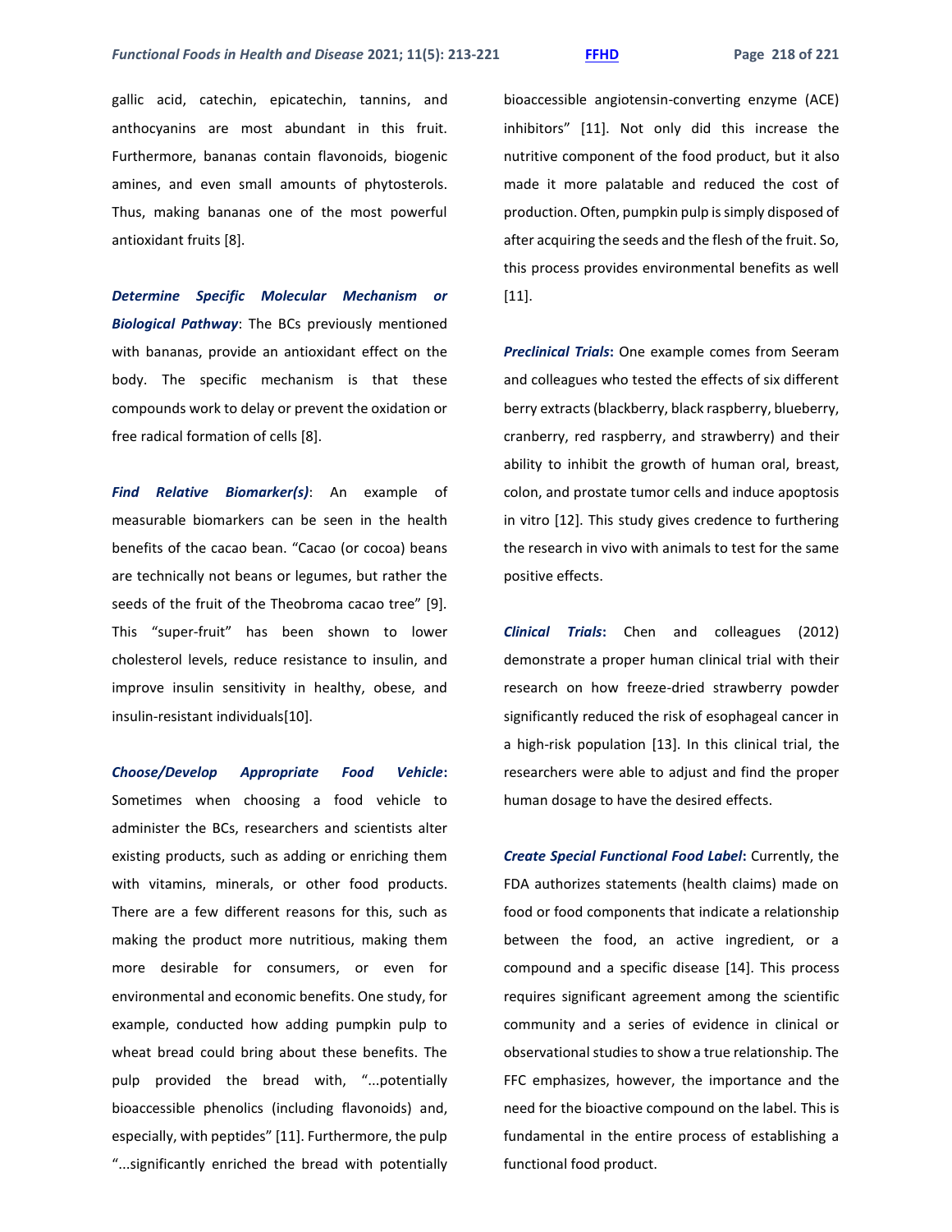gallic acid, catechin, epicatechin, tannins, and anthocyanins are most abundant in this fruit. Furthermore, bananas contain flavonoids, biogenic amines, and even small amounts of phytosterols. Thus, making bananas one of the most powerful antioxidant fruits [8].

***Determine Specific Molecular Mechanism or Biological Pathway***: The BCs previously mentioned with bananas, provide an antioxidant effect on the body. The specific mechanism is that these compounds work to delay or prevent the oxidation or free radical formation of cells [8].

***Find Relative Biomarker(s)***: An example of measurable biomarkers can be seen in the health benefits of the cacao bean. "Cacao (or cocoa) beans are technically not beans or legumes, but rather the seeds of the fruit of the Theobroma cacao tree" [9]. This "super-fruit" has been shown to lower cholesterol levels, reduce resistance to insulin, and improve insulin sensitivity in healthy, obese, and insulin-resistant individuals[10].

***Choose/Develop Appropriate Food Vehicle*****:** Sometimes when choosing a food vehicle to administer the BCs, researchers and scientists alter existing products, such as adding or enriching them with vitamins, minerals, or other food products. There are a few different reasons for this, such as making the product more nutritious, making them more desirable for consumers, or even for environmental and economic benefits. One study, for example, conducted how adding pumpkin pulp to wheat bread could bring about these benefits. The pulp provided the bread with, "...potentially bioaccessible phenolics (including flavonoids) and, especially, with peptides" [11]. Furthermore, the pulp "...significantly enriched the bread with potentially bioaccessible angiotensin-converting enzyme (ACE) inhibitors" [11]. Not only did this increase the nutritive component of the food product, but it also made it more palatable and reduced the cost of production. Often, pumpkin pulp is simply disposed of after acquiring the seeds and the flesh of the fruit. So, this process provides environmental benefits as well [11].

***Preclinical Trials*****:** One example comes from Seeram and colleagues who tested the effects of six different berry extracts (blackberry, black raspberry, blueberry, cranberry, red raspberry, and strawberry) and their ability to inhibit the growth of human oral, breast, colon, and prostate tumor cells and induce apoptosis in vitro [12]. This study gives credence to furthering the research in vivo with animals to test for the same positive effects.

***Clinical Trials*****:** Chen and colleagues (2012) demonstrate a proper human clinical trial with their research on how freeze-dried strawberry powder significantly reduced the risk of esophageal cancer in a high-risk population [13]. In this clinical trial, the researchers were able to adjust and find the proper human dosage to have the desired effects.

***Create Special Functional Food Label*****:** Currently, the FDA authorizes statements (health claims) made on food or food components that indicate a relationship between the food, an active ingredient, or a compound and a specific disease [14]. This process requires significant agreement among the scientific community and a series of evidence in clinical or observational studies to show a true relationship. The FFC emphasizes, however, the importance and the need for the bioactive compound on the label. This is fundamental in the entire process of establishing a functional food product.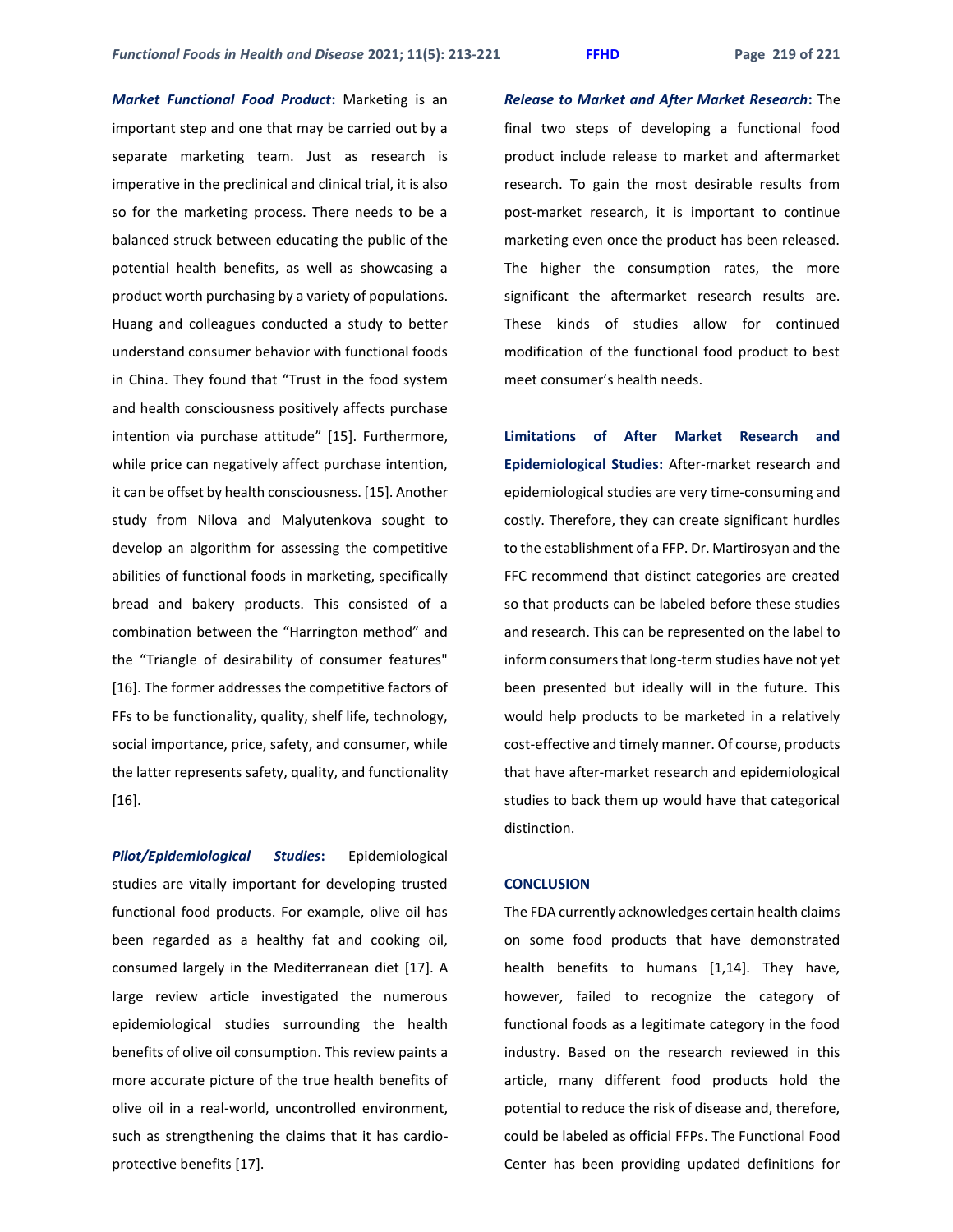***Market Functional Food Product*:** Marketing is an important step and one that may be carried out by a separate marketing team. Just as research is imperative in the preclinical and clinical trial, it is also so for the marketing process. There needs to be a balanced struck between educating the public of the potential health benefits, as well as showcasing a product worth purchasing by a variety of populations. Huang and colleagues conducted a study to better understand consumer behavior with functional foods in China. They found that "Trust in the food system and health consciousness positively affects purchase intention via purchase attitude" [15]. Furthermore, while price can negatively affect purchase intention, it can be offset by health consciousness. [15]. Another study from Nilova and Malyutenkova sought to develop an algorithm for assessing the competitive abilities of functional foods in marketing, specifically bread and bakery products. This consisted of a combination between the "Harrington method" and the "Triangle of desirability of consumer features" [16]. The former addresses the competitive factors of FFs to be functionality, quality, shelf life, technology, social importance, price, safety, and consumer, while the latter represents safety, quality, and functionality [16].

***Pilot/Epidemiological Studies*:** Epidemiological studies are vitally important for developing trusted functional food products. For example, olive oil has been regarded as a healthy fat and cooking oil, consumed largely in the Mediterranean diet [17]. A large review article investigated the numerous epidemiological studies surrounding the health benefits of olive oil consumption. This review paints a more accurate picture of the true health benefits of olive oil in a real-world, uncontrolled environment, such as strengthening the claims that it has cardio-protective benefits [17].

***Release to Market and After Market Research*:** The final two steps of developing a functional food product include release to market and aftermarket research. To gain the most desirable results from post-market research, it is important to continue marketing even once the product has been released. The higher the consumption rates, the more significant the aftermarket research results are. These kinds of studies allow for continued modification of the functional food product to best meet consumer's health needs.

**Limitations of After Market Research and Epidemiological Studies:** After-market research and epidemiological studies are very time-consuming and costly. Therefore, they can create significant hurdles to the establishment of a FFP. Dr. Martirosyan and the FFC recommend that distinct categories are created so that products can be labeled before these studies and research. This can be represented on the label to inform consumers that long-term studies have not yet been presented but ideally will in the future. This would help products to be marketed in a relatively cost-effective and timely manner. Of course, products that have after-market research and epidemiological studies to back them up would have that categorical distinction.

## CONCLUSION

The FDA currently acknowledges certain health claims on some food products that have demonstrated health benefits to humans [1,14]. They have, however, failed to recognize the category of functional foods as a legitimate category in the food industry. Based on the research reviewed in this article, many different food products hold the potential to reduce the risk of disease and, therefore, could be labeled as official FFPs. The Functional Food Center has been providing updated definitions for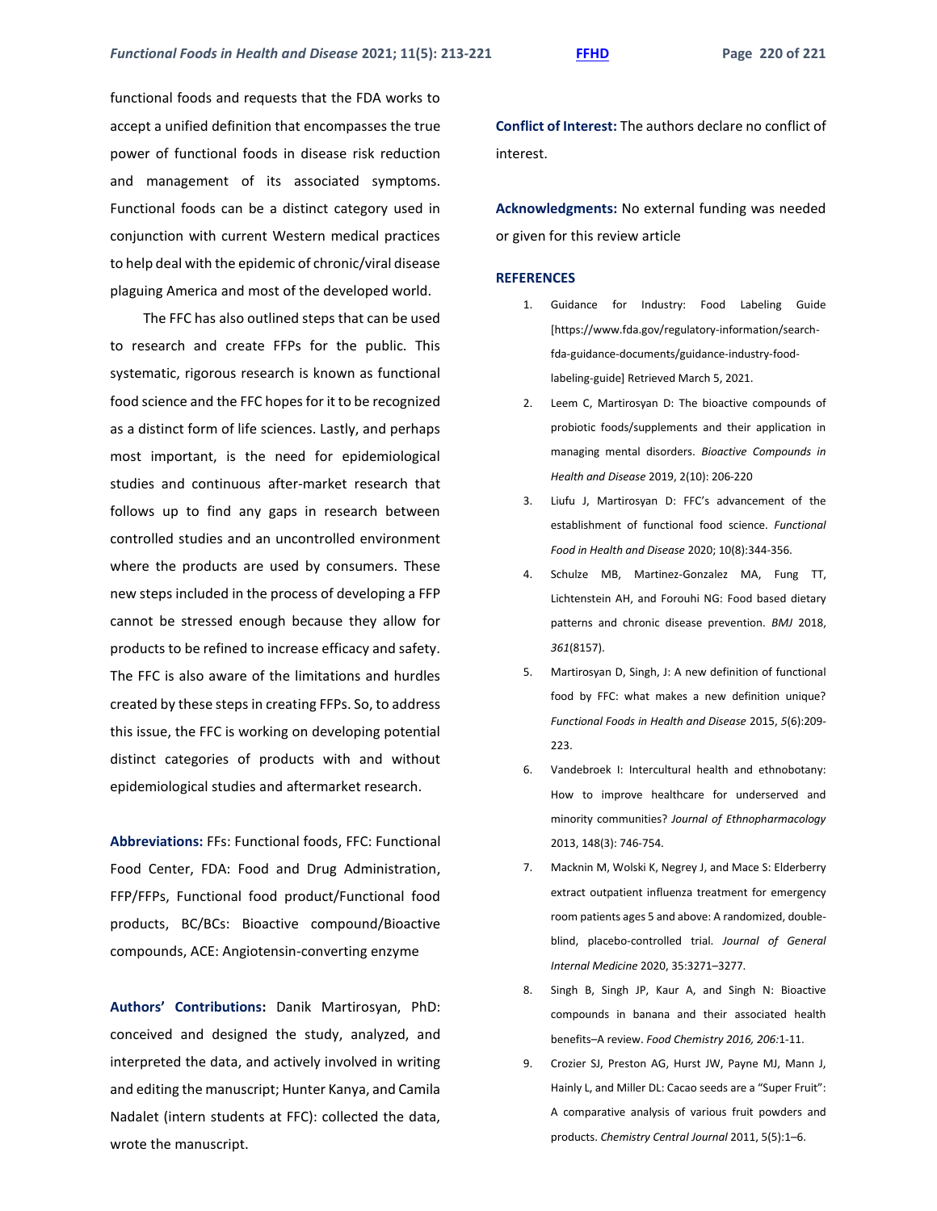functional foods and requests that the FDA works to accept a unified definition that encompasses the true power of functional foods in disease risk reduction and management of its associated symptoms. Functional foods can be a distinct category used in conjunction with current Western medical practices to help deal with the epidemic of chronic/viral disease plaguing America and most of the developed world.

The FFC has also outlined steps that can be used to research and create FFPs for the public. This systematic, rigorous research is known as functional food science and the FFC hopes for it to be recognized as a distinct form of life sciences. Lastly, and perhaps most important, is the need for epidemiological studies and continuous after-market research that follows up to find any gaps in research between controlled studies and an uncontrolled environment where the products are used by consumers. These new steps included in the process of developing a FFP cannot be stressed enough because they allow for products to be refined to increase efficacy and safety. The FFC is also aware of the limitations and hurdles created by these steps in creating FFPs. So, to address this issue, the FFC is working on developing potential distinct categories of products with and without epidemiological studies and aftermarket research.

**Abbreviations:** FFs: Functional foods, FFC: Functional Food Center, FDA: Food and Drug Administration, FFP/FFPs, Functional food product/Functional food products, BC/BCs: Bioactive compound/Bioactive compounds, ACE: Angiotensin-converting enzyme

**Authors' Contributions:** Danik Martirosyan, PhD: conceived and designed the study, analyzed, and interpreted the data, and actively involved in writing and editing the manuscript; Hunter Kanya, and Camila Nadalet (intern students at FFC): collected the data, wrote the manuscript.

**Conflict of Interest:** The authors declare no conflict of interest.

**Acknowledgments:** No external funding was needed or given for this review article

**REFERENCES**

1. Guidance for Industry: Food Labeling Guide [https://www.fda.gov/regulatory-information/search-fda-guidance-documents/guidance-industry-food-labeling-guide] Retrieved March 5, 2021.
2. Leem C, Martirosyan D: The bioactive compounds of probiotic foods/supplements and their application in managing mental disorders. *Bioactive Compounds in Health and Disease* 2019, 2(10): 206-220
3. Liufu J, Martirosyan D: FFC's advancement of the establishment of functional food science. *Functional Food in Health and Disease* 2020; 10(8):344-356.
4. Schulze MB, Martinez-Gonzalez MA, Fung TT, Lichtenstein AH, and Forouhi NG: Food based dietary patterns and chronic disease prevention. *BMJ* 2018, *361*(8157).
5. Martirosyan D, Singh, J: A new definition of functional food by FFC: what makes a new definition unique? *Functional Foods in Health and Disease* 2015, *5*(6):209-223.
6. Vandebroek I: Intercultural health and ethnobotany: How to improve healthcare for underserved and minority communities? *Journal of Ethnopharmacology* 2013, 148(3): 746-754.
7. Macknin M, Wolski K, Negrey J, and Mace S: Elderberry extract outpatient influenza treatment for emergency room patients ages 5 and above: A randomized, double-blind, placebo-controlled trial. *Journal of General Internal Medicine* 2020, 35:3271–3277.
8. Singh B, Singh JP, Kaur A, and Singh N: Bioactive compounds in banana and their associated health benefits–A review. *Food Chemistry 2016, 206:*1-11.
9. Crozier SJ, Preston AG, Hurst JW, Payne MJ, Mann J, Hainly L, and Miller DL: Cacao seeds are a "Super Fruit": A comparative analysis of various fruit powders and products. *Chemistry Central Journal* 2011, 5(5):1–6.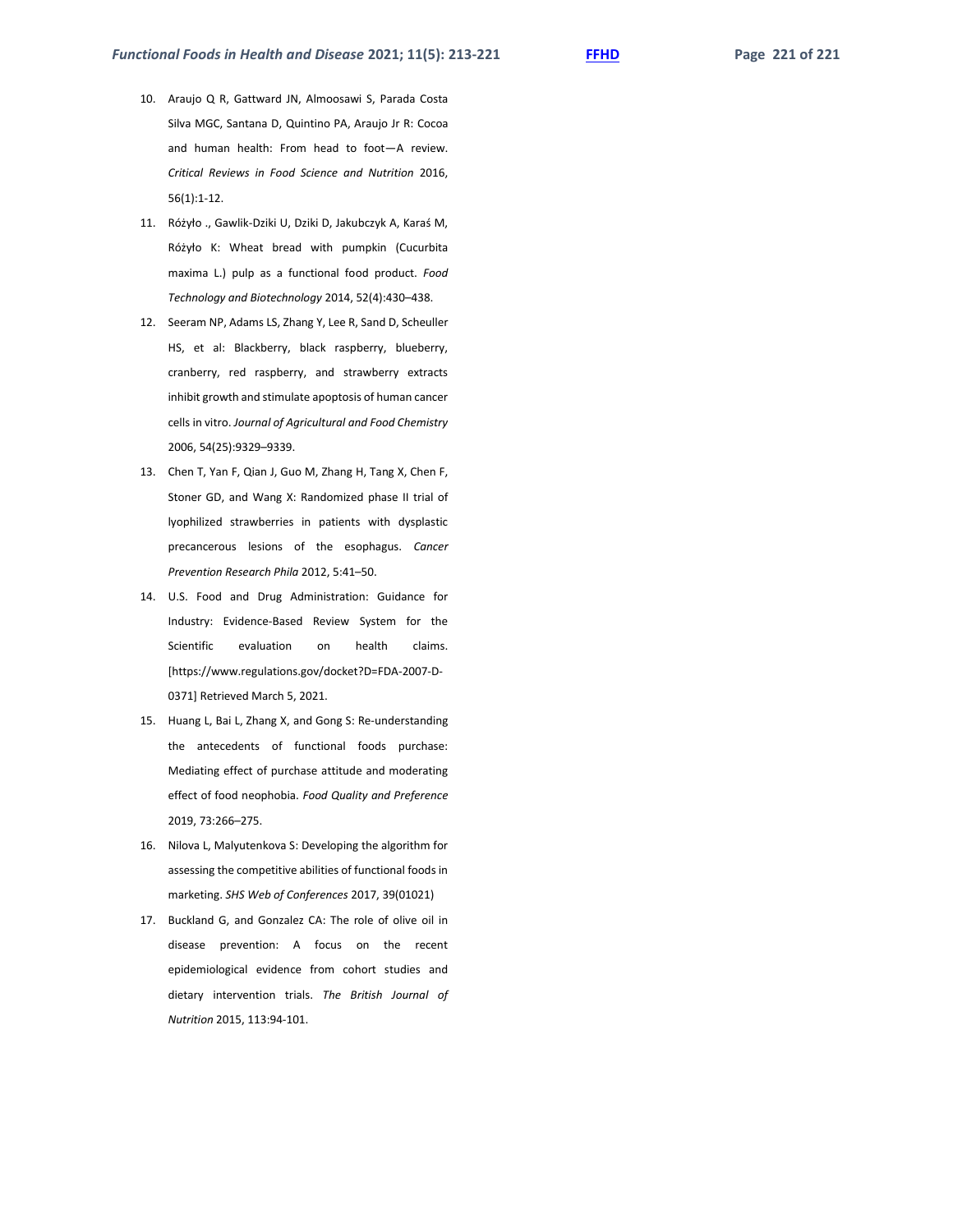10. Araujo Q R, Gattward JN, Almoosawi S, Parada Costa Silva MGC, Santana D, Quintino PA, Araujo Jr R: Cocoa and human health: From head to foot—A review. *Critical Reviews in Food Science and Nutrition* 2016, 56(1):1-12.
11. Różyło ., Gawlik-Dziki U, Dziki D, Jakubczyk A, Karaś M, Różyło K: Wheat bread with pumpkin (Cucurbita maxima L.) pulp as a functional food product. *Food Technology and Biotechnology* 2014, 52(4):430–438.
12. Seeram NP, Adams LS, Zhang Y, Lee R, Sand D, Scheuller HS, et al: Blackberry, black raspberry, blueberry, cranberry, red raspberry, and strawberry extracts inhibit growth and stimulate apoptosis of human cancer cells in vitro. *Journal of Agricultural and Food Chemistry* 2006, 54(25):9329–9339.
13. Chen T, Yan F, Qian J, Guo M, Zhang H, Tang X, Chen F, Stoner GD, and Wang X: Randomized phase II trial of lyophilized strawberries in patients with dysplastic precancerous lesions of the esophagus. *Cancer Prevention Research Phila* 2012, 5:41–50.
14. U.S. Food and Drug Administration: Guidance for Industry: Evidence-Based Review System for the Scientific evaluation on health claims. [https://www.regulations.gov/docket?D=FDA-2007-D-0371] Retrieved March 5, 2021.
15. Huang L, Bai L, Zhang X, and Gong S: Re-understanding the antecedents of functional foods purchase: Mediating effect of purchase attitude and moderating effect of food neophobia. *Food Quality and Preference* 2019, 73:266–275.
16. Nilova L, Malyutenkova S: Developing the algorithm for assessing the competitive abilities of functional foods in marketing. *SHS Web of Conferences* 2017, 39(01021)
17. Buckland G, and Gonzalez CA: The role of olive oil in disease prevention: A focus on the recent epidemiological evidence from cohort studies and dietary intervention trials. *The British Journal of Nutrition* 2015, 113:94-101.